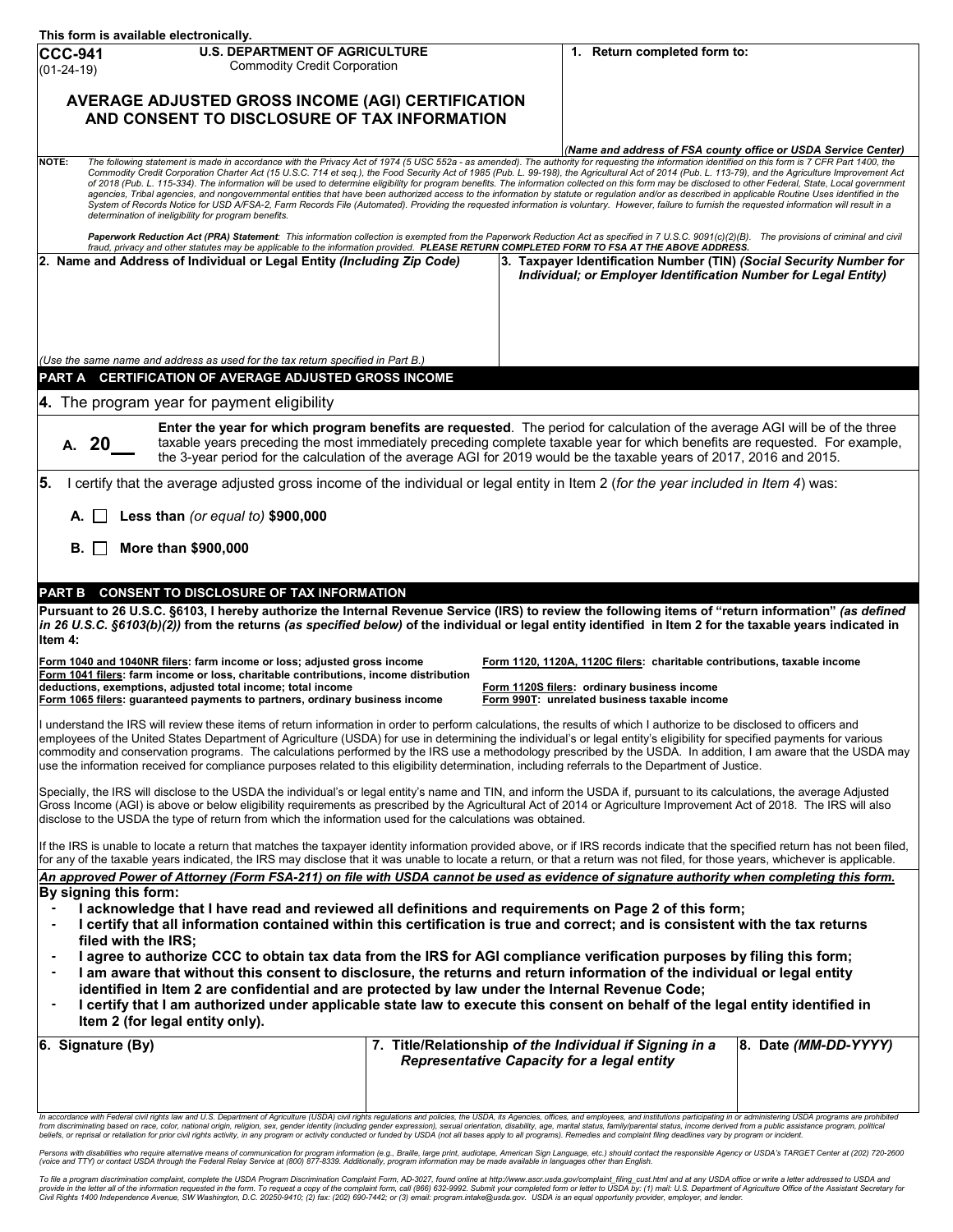This form is available electronically.

**CCC-941** (01-24-19)

**U.S. DEPARTMENT OF AGRICULTURE**
Commodity Credit Corporation

**1. Return completed form to:**

*(Name and address of FSA county office or USDA Service Center)*

# AVERAGE ADJUSTED GROSS INCOME (AGI) CERTIFICATION AND CONSENT TO DISCLOSURE OF TAX INFORMATION

**NOTE:** *The following statement is made in accordance with the Privacy Act of 1974 (5 USC 552a - as amended). The authority for requesting the information identified on this form is 7 CFR Part 1400, the Commodity Credit Corporation Charter Act (15 U.S.C. 714 et seq.), the Food Security Act of 1985 (Pub. L. 99-198), the Agricultural Act of 2014 (Pub. L. 113-79), and the Agriculture Improvement Act of 2018 (Pub. L. 115-334). The information will be used to determine eligibility for program benefits. The information collected on this form may be disclosed to other Federal, State, Local government agencies, Tribal agencies, and nongovernmental entities that have been authorized access to the information by statute or regulation and/or as described in applicable Routine Uses identified in the System of Records Notice for USD A/FSA-2, Farm Records File (Automated). Providing the requested information is voluntary. However, failure to furnish the requested information will result in a determination of ineligibility for program benefits.*

***Paperwork Reduction Act (PRA) Statement**: This information collection is exempted from the Paperwork Reduction Act as specified in 7 U.S.C. 9091(c)(2)(B). The provisions of criminal and civil fraud, privacy and other statutes may be applicable to the information provided.* ***PLEASE RETURN COMPLETED FORM TO FSA AT THE ABOVE ADDRESS.***

**2. Name and Address of Individual or Legal Entity *(Including Zip Code)***

*(Use the same name and address as used for the tax return specified in Part B.)*

**3. Taxpayer Identification Number (TIN) *(Social Security Number for Individual; or Employer Identification Number for Legal Entity)***

## PART A CERTIFICATION OF AVERAGE ADJUSTED GROSS INCOME

**4.** The program year for payment eligibility

**A. 20__** **Enter the year for which program benefits are requested**. The period for calculation of the average AGI will be of the three taxable years preceding the most immediately preceding complete taxable year for which benefits are requested. For example, the 3-year period for the calculation of the average AGI for 2019 would be the taxable years of 2017, 2016 and 2015.

**5.** I certify that the average adjusted gross income of the individual or legal entity in Item 2 (*for the year included in Item 4*) was:

**A.** ☐ **Less than** *(or equal to)* **$900,000**

**B.** ☐ **More than $900,000**

## PART B CONSENT TO DISCLOSURE OF TAX INFORMATION

**Pursuant to 26 U.S.C. §6103, I hereby authorize the Internal Revenue Service (IRS) to review the following items of "return information" *(as defined in 26 U.S.C. §6103(b)(2))* from the returns *(as specified below)* of the individual or legal entity identified in Item 2 for the taxable years indicated in Item 4:**

**Form 1040 and 1040NR filers**: farm income or loss; adjusted gross income
**Form 1041 filers**: farm income or loss, charitable contributions, income distribution deductions, exemptions, adjusted total income; total income
**Form 1065 filers**: guaranteed payments to partners, ordinary business income
**Form 1120, 1120A, 1120C filers**: charitable contributions, taxable income
**Form 1120S filers**: ordinary business income
**Form 990T**: unrelated business taxable income

I understand the IRS will review these items of return information in order to perform calculations, the results of which I authorize to be disclosed to officers and employees of the United States Department of Agriculture (USDA) for use in determining the individual's or legal entity's eligibility for specified payments for various commodity and conservation programs. The calculations performed by the IRS use a methodology prescribed by the USDA. In addition, I am aware that the USDA may use the information received for compliance purposes related to this eligibility determination, including referrals to the Department of Justice.

Specially, the IRS will disclose to the USDA the individual's or legal entity's name and TIN, and inform the USDA if, pursuant to its calculations, the average Adjusted Gross Income (AGI) is above or below eligibility requirements as prescribed by the Agricultural Act of 2014 or Agriculture Improvement Act of 2018. The IRS will also disclose to the USDA the type of return from which the information used for the calculations was obtained.

If the IRS is unable to locate a return that matches the taxpayer identity information provided above, or if IRS records indicate that the specified return has not been filed, for any of the taxable years indicated, the IRS may disclose that it was unable to locate a return, or that a return was not filed, for those years, whichever is applicable.

***An approved Power of Attorney (Form FSA-211) on file with USDA cannot be used as evidence of signature authority when completing this form.***

**By signing this form:**

- **I acknowledge that I have read and reviewed all definitions and requirements on Page 2 of this form;**
- **I certify that all information contained within this certification is true and correct; and is consistent with the tax returns filed with the IRS;**
- **I agree to authorize CCC to obtain tax data from the IRS for AGI compliance verification purposes by filing this form;**
- **I am aware that without this consent to disclosure, the returns and return information of the individual or legal entity identified in Item 2 are confidential and are protected by law under the Internal Revenue Code;**
- **I certify that I am authorized under applicable state law to execute this consent on behalf of the legal entity identified in Item 2 (for legal entity only).**

| 6. Signature (By) | 7. Title/Relationship *of the Individual if Signing in a Representative Capacity for a legal entity* | 8. Date *(MM-DD-YYYY)* |
|---|---|---|
| | | |

*In accordance with Federal civil rights law and U.S. Department of Agriculture (USDA) civil rights regulations and policies, the USDA, its Agencies, offices, and employees, and institutions participating in or administering USDA programs are prohibited from discriminating based on race, color, national origin, religion, sex, gender identity (including gender expression), sexual orientation, disability, age, marital status, family/parental status, income derived from a public assistance program, political beliefs, or reprisal or retaliation for prior civil rights activity, in any program or activity conducted or funded by USDA (not all bases apply to all programs). Remedies and complaint filing deadlines vary by program or incident.*

*Persons with disabilities who require alternative means of communication for program information (e.g., Braille, large print, audiotape, American Sign Language, etc.) should contact the responsible Agency or USDA's TARGET Center at (202) 720-2600 (voice and TTY) or contact USDA through the Federal Relay Service at (800) 877-8339. Additionally, program information may be made available in languages other than English.*

*To file a program discrimination complaint, complete the USDA Program Discrimination Complaint Form, AD-3027, found online at http://www.ascr.usda.gov/complaint_filing_cust.html and at any USDA office or write a letter addressed to USDA and provide in the letter all of the information requested in the form. To request a copy of the complaint form, call (866) 632-9992. Submit your completed form or letter to USDA by: (1) mail: U.S. Department of Agriculture Office of the Assistant Secretary for Civil Rights 1400 Independence Avenue, SW Washington, D.C. 20250-9410; (2) fax: (202) 690-7442; or (3) email: program.intake@usda.gov. USDA is an equal opportunity provider, employer, and lender.*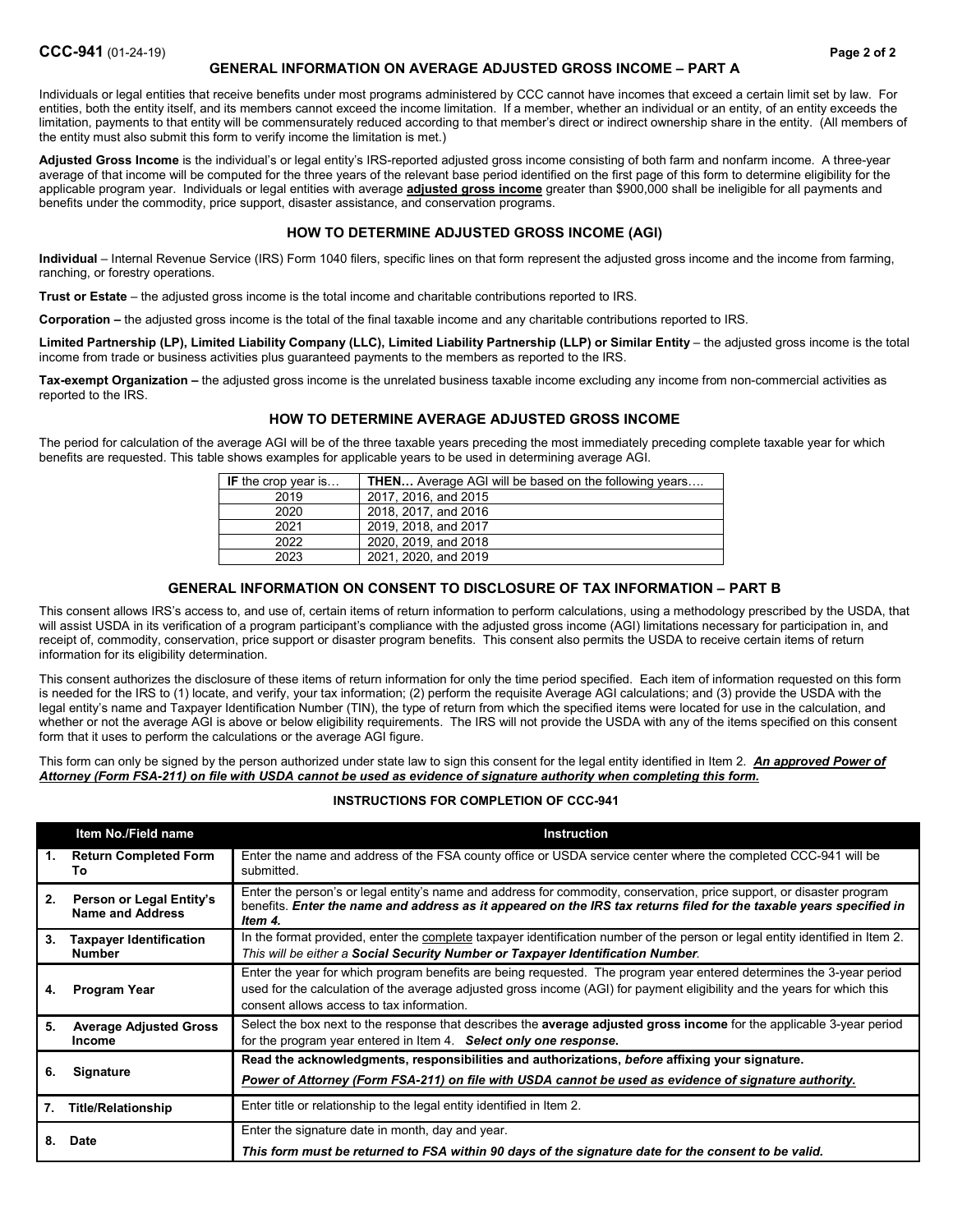## GENERAL INFORMATION ON AVERAGE ADJUSTED GROSS INCOME – PART A

Individuals or legal entities that receive benefits under most programs administered by CCC cannot have incomes that exceed a certain limit set by law. For entities, both the entity itself, and its members cannot exceed the income limitation. If a member, whether an individual or an entity, of an entity exceeds the limitation, payments to that entity will be commensurately reduced according to that member's direct or indirect ownership share in the entity. (All members of the entity must also submit this form to verify income the limitation is met.)

**Adjusted Gross Income** is the individual's or legal entity's IRS-reported adjusted gross income consisting of both farm and nonfarm income. A three-year average of that income will be computed for the three years of the relevant base period identified on the first page of this form to determine eligibility for the applicable program year. Individuals or legal entities with average **adjusted gross income** greater than $900,000 shall be ineligible for all payments and benefits under the commodity, price support, disaster assistance, and conservation programs.

## HOW TO DETERMINE ADJUSTED GROSS INCOME (AGI)

**Individual** – Internal Revenue Service (IRS) Form 1040 filers, specific lines on that form represent the adjusted gross income and the income from farming, ranching, or forestry operations.

**Trust or Estate** – the adjusted gross income is the total income and charitable contributions reported to IRS.

**Corporation –** the adjusted gross income is the total of the final taxable income and any charitable contributions reported to IRS.

**Limited Partnership (LP), Limited Liability Company (LLC), Limited Liability Partnership (LLP) or Similar Entity** – the adjusted gross income is the total income from trade or business activities plus guaranteed payments to the members as reported to the IRS.

**Tax-exempt Organization –** the adjusted gross income is the unrelated business taxable income excluding any income from non-commercial activities as reported to the IRS.

## HOW TO DETERMINE AVERAGE ADJUSTED GROSS INCOME

The period for calculation of the average AGI will be of the three taxable years preceding the most immediately preceding complete taxable year for which benefits are requested. This table shows examples for applicable years to be used in determining average AGI.

| **IF** the crop year is… | **THEN…** Average AGI will be based on the following years…. |
|---|---|
| 2019 | 2017, 2016, and 2015 |
| 2020 | 2018, 2017, and 2016 |
| 2021 | 2019, 2018, and 2017 |
| 2022 | 2020, 2019, and 2018 |
| 2023 | 2021, 2020, and 2019 |

## GENERAL INFORMATION ON CONSENT TO DISCLOSURE OF TAX INFORMATION – PART B

This consent allows IRS's access to, and use of, certain items of return information to perform calculations, using a methodology prescribed by the USDA, that will assist USDA in its verification of a program participant's compliance with the adjusted gross income (AGI) limitations necessary for participation in, and receipt of, commodity, conservation, price support or disaster program benefits. This consent also permits the USDA to receive certain items of return information for its eligibility determination.

This consent authorizes the disclosure of these items of return information for only the time period specified. Each item of information requested on this form is needed for the IRS to (1) locate, and verify, your tax information; (2) perform the requisite Average AGI calculations; and (3) provide the USDA with the legal entity's name and Taxpayer Identification Number (TIN), the type of return from which the specified items were located for use in the calculation, and whether or not the average AGI is above or below eligibility requirements. The IRS will not provide the USDA with any of the items specified on this consent form that it uses to perform the calculations or the average AGI figure.

This form can only be signed by the person authorized under state law to sign this consent for the legal entity identified in Item 2. ***An approved Power of Attorney (Form FSA-211) on file with USDA cannot be used as evidence of signature authority when completing this form.***

### INSTRUCTIONS FOR COMPLETION OF CCC-941

| Item No./Field name | Instruction |
|---|---|
| **1. Return Completed Form To** | Enter the name and address of the FSA county office or USDA service center where the completed CCC-941 will be submitted. |
| **2. Person or Legal Entity's Name and Address** | Enter the person's or legal entity's name and address for commodity, conservation, price support, or disaster program benefits. ***Enter the name and address as it appeared on the IRS tax returns filed for the taxable years specified in Item 4.*** |
| **3. Taxpayer Identification Number** | In the format provided, enter the complete taxpayer identification number of the person or legal entity identified in Item 2. *This will be either a* ***Social Security Number or Taxpayer Identification Number****.* |
| **4. Program Year** | Enter the year for which program benefits are being requested. The program year entered determines the 3-year period used for the calculation of the average adjusted gross income (AGI) for payment eligibility and the years for which this consent allows access to tax information. |
| **5. Average Adjusted Gross Income** | Select the box next to the response that describes the **average adjusted gross income** for the applicable 3-year period for the program year entered in Item 4. ***Select only one response.*** |
| **6. Signature** | **Read the acknowledgments, responsibilities and authorizations,** ***before*** **affixing your signature.** ***Power of Attorney (Form FSA-211) on file with USDA cannot be used as evidence of signature authority.*** |
| **7. Title/Relationship** | Enter title or relationship to the legal entity identified in Item 2. |
| **8. Date** | Enter the signature date in month, day and year. ***This form must be returned to FSA within 90 days of the signature date for the consent to be valid.*** |